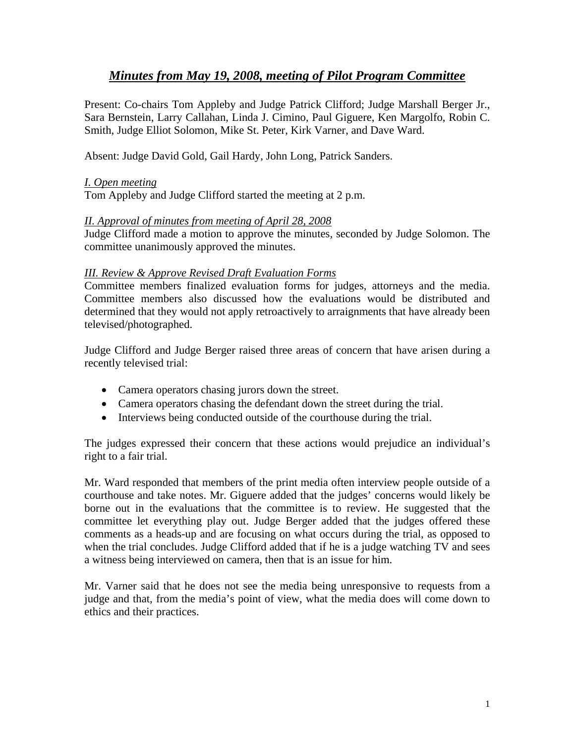# *Minutes from May 19, 2008, meeting of Pilot Program Committee*

Present: Co-chairs Tom Appleby and Judge Patrick Clifford; Judge Marshall Berger Jr., Sara Bernstein, Larry Callahan, Linda J. Cimino, Paul Giguere, Ken Margolfo, Robin C. Smith, Judge Elliot Solomon, Mike St. Peter, Kirk Varner, and Dave Ward.

Absent: Judge David Gold, Gail Hardy, John Long, Patrick Sanders.

*I. Open meeting*

Tom Appleby and Judge Clifford started the meeting at 2 p.m.

*II. Approval of minutes from meeting of April 28, 2008*

Judge Clifford made a motion to approve the minutes, seconded by Judge Solomon. The committee unanimously approved the minutes.

*III. Review & Approve Revised Draft Evaluation Forms*

Committee members finalized evaluation forms for judges, attorneys and the media. Committee members also discussed how the evaluations would be distributed and determined that they would not apply retroactively to arraignments that have already been televised/photographed.

Judge Clifford and Judge Berger raised three areas of concern that have arisen during a recently televised trial:

- Camera operators chasing jurors down the street.
- Camera operators chasing the defendant down the street during the trial.
- Interviews being conducted outside of the courthouse during the trial.

The judges expressed their concern that these actions would prejudice an individual's right to a fair trial.

Mr. Ward responded that members of the print media often interview people outside of a courthouse and take notes. Mr. Giguere added that the judges' concerns would likely be borne out in the evaluations that the committee is to review. He suggested that the committee let everything play out. Judge Berger added that the judges offered these comments as a heads-up and are focusing on what occurs during the trial, as opposed to when the trial concludes. Judge Clifford added that if he is a judge watching TV and sees a witness being interviewed on camera, then that is an issue for him.

Mr. Varner said that he does not see the media being unresponsive to requests from a judge and that, from the media's point of view, what the media does will come down to ethics and their practices.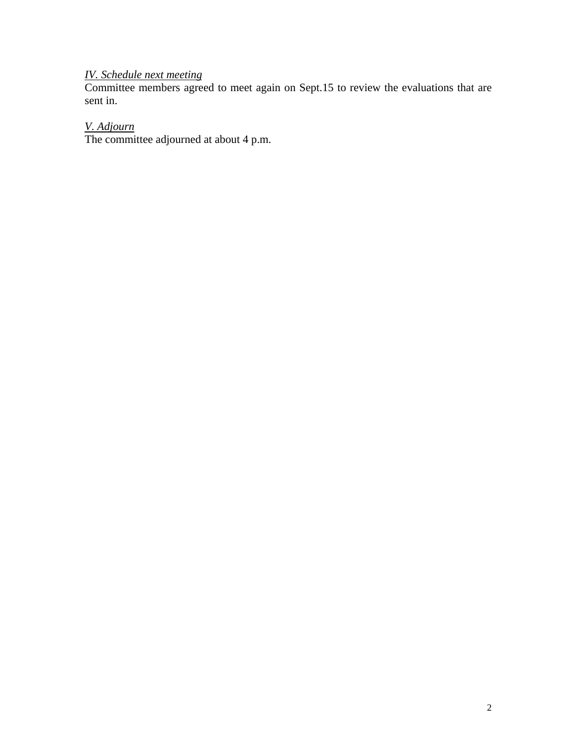*IV. Schedule next meeting*

Committee members agreed to meet again on Sept.15 to review the evaluations that are sent in.

*V. Adjourn*

The committee adjourned at about 4 p.m.